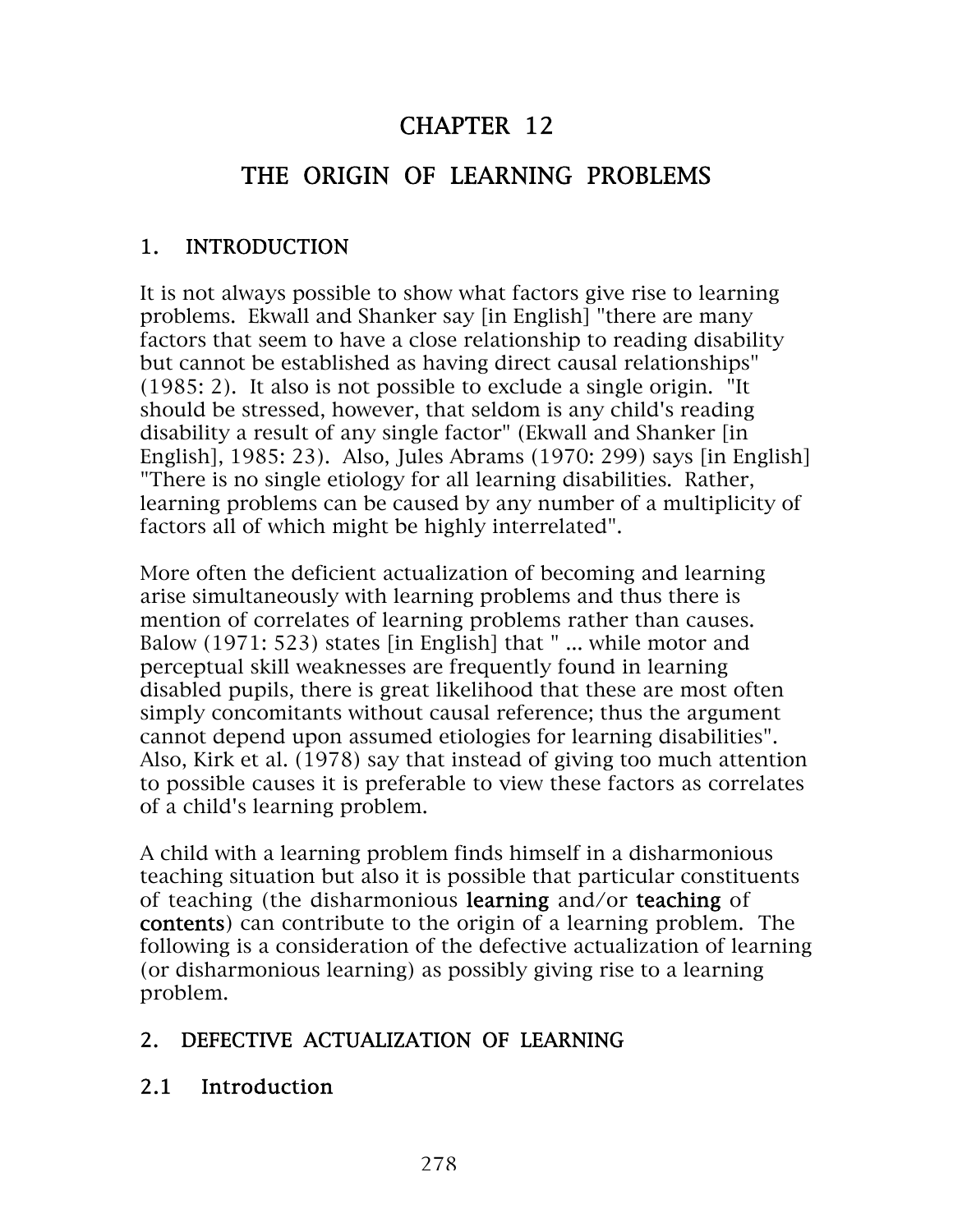# CHAPTER 12

# THE ORIGIN OF LEARNING PROBLEMS

## 1. INTRODUCTION

It is not always possible to show what factors give rise to learning problems. Ekwall and Shanker say [in English] "there are many factors that seem to have a close relationship to reading disability but cannot be established as having direct causal relationships" (1985: 2). It also is not possible to exclude a single origin. "It should be stressed, however, that seldom is any child's reading disability a result of any single factor" (Ekwall and Shanker [in English], 1985: 23). Also, Jules Abrams (1970: 299) says [in English] "There is no single etiology for all learning disabilities. Rather, learning problems can be caused by any number of a multiplicity of factors all of which might be highly interrelated".

More often the deficient actualization of becoming and learning arise simultaneously with learning problems and thus there is mention of correlates of learning problems rather than causes. Balow (1971: 523) states [in English] that " ... while motor and perceptual skill weaknesses are frequently found in learning disabled pupils, there is great likelihood that these are most often simply concomitants without causal reference; thus the argument cannot depend upon assumed etiologies for learning disabilities". Also, Kirk et al. (1978) say that instead of giving too much attention to possible causes it is preferable to view these factors as correlates of a child's learning problem.

A child with a learning problem finds himself in a disharmonious teaching situation but also it is possible that particular constituents of teaching (the disharmonious **learning** and/or **teaching** of **contents**) can contribute to the origin of a learning problem. The following is a consideration of the defective actualization of learning (or disharmonious learning) as possibly giving rise to a learning problem.

## 2. DEFECTIVE ACTUALIZATION OF LEARNING

### 2.1 Introduction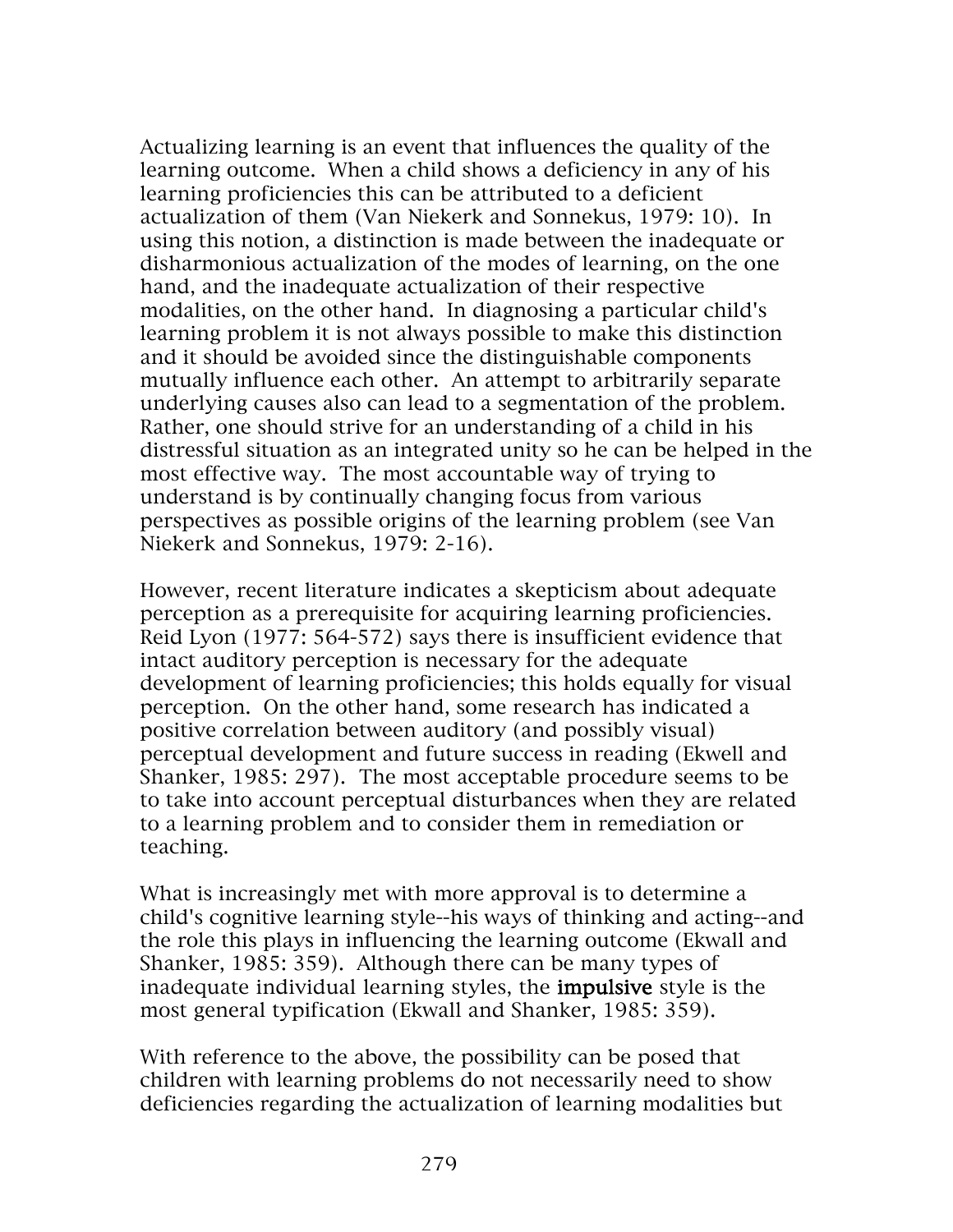Actualizing learning is an event that influences the quality of the learning outcome. When a child shows a deficiency in any of his learning proficiencies this can be attributed to a deficient actualization of them (Van Niekerk and Sonnekus, 1979: 10). In using this notion, a distinction is made between the inadequate or disharmonious actualization of the modes of learning, on the one hand, and the inadequate actualization of their respective modalities, on the other hand. In diagnosing a particular child's learning problem it is not always possible to make this distinction and it should be avoided since the distinguishable components mutually influence each other. An attempt to arbitrarily separate underlying causes also can lead to a segmentation of the problem. Rather, one should strive for an understanding of a child in his distressful situation as an integrated unity so he can be helped in the most effective way. The most accountable way of trying to understand is by continually changing focus from various perspectives as possible origins of the learning problem (see Van Niekerk and Sonnekus, 1979: 2-16).

However, recent literature indicates a skepticism about adequate perception as a prerequisite for acquiring learning proficiencies. Reid Lyon (1977: 564-572) says there is insufficient evidence that intact auditory perception is necessary for the adequate development of learning proficiencies; this holds equally for visual perception. On the other hand, some research has indicated a positive correlation between auditory (and possibly visual) perceptual development and future success in reading (Ekwell and Shanker, 1985: 297). The most acceptable procedure seems to be to take into account perceptual disturbances when they are related to a learning problem and to consider them in remediation or teaching.

What is increasingly met with more approval is to determine a child's cognitive learning style--his ways of thinking and acting--and the role this plays in influencing the learning outcome (Ekwall and Shanker, 1985: 359). Although there can be many types of inadequate individual learning styles, the **impulsive** style is the most general typification (Ekwall and Shanker, 1985: 359).

With reference to the above, the possibility can be posed that children with learning problems do not necessarily need to show deficiencies regarding the actualization of learning modalities but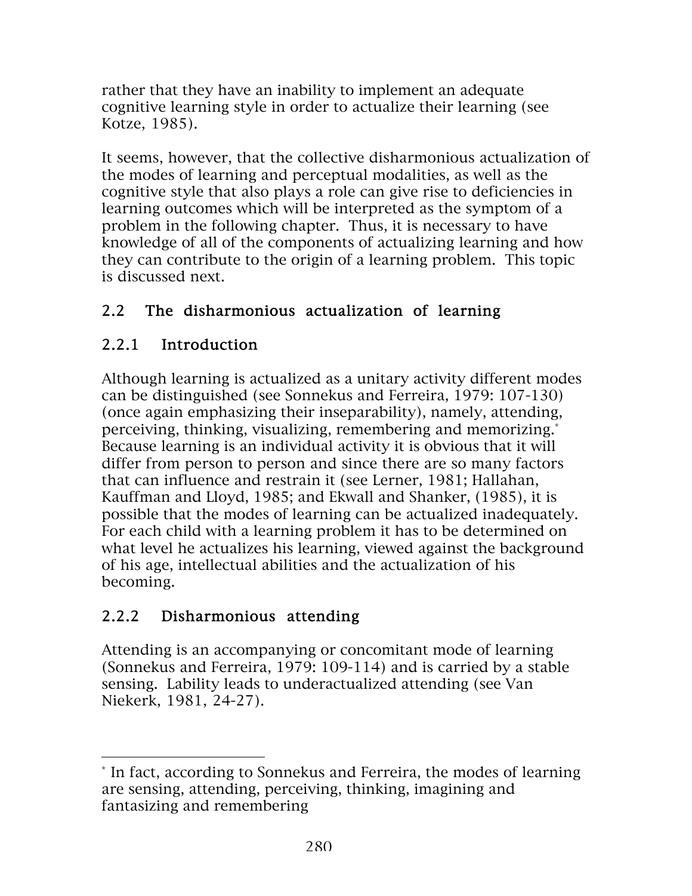rather that they have an inability to implement an adequate cognitive learning style in order to actualize their learning (see Kotze, 1985).

It seems, however, that the collective disharmonious actualization of the modes of learning and perceptual modalities, as well as the cognitive style that also plays a role can give rise to deficiencies in learning outcomes which will be interpreted as the symptom of a problem in the following chapter. Thus, it is necessary to have knowledge of all of the components of actualizing learning and how they can contribute to the origin of a learning problem. This topic is discussed next.

## 2.2 The disharmonious actualization of learning

### 2.2.1 Introduction

Although learning is actualized as a unitary activity different modes can be distinguished (see Sonnekus and Ferreira, 1979: 107-130) (once again emphasizing their inseparability), namely, attending, perceiving, thinking, visualizing, remembering and memorizing.* Because learning is an individual activity it is obvious that it will differ from person to person and since there are so many factors that can influence and restrain it (see Lerner, 1981; Hallahan, Kauffman and Lloyd, 1985; and Ekwall and Shanker, (1985), it is possible that the modes of learning can be actualized inadequately. For each child with a learning problem it has to be determined on what level he actualizes his learning, viewed against the background of his age, intellectual abilities and the actualization of his becoming.

### 2.2.2 Disharmonious attending

Attending is an accompanying or concomitant mode of learning (Sonnekus and Ferreira, 1979: 109-114) and is carried by a stable sensing. Lability leads to underactualized attending (see Van Niekerk, 1981, 24-27).

---

* In fact, according to Sonnekus and Ferreira, the modes of learning are sensing, attending, perceiving, thinking, imagining and fantasizing and remembering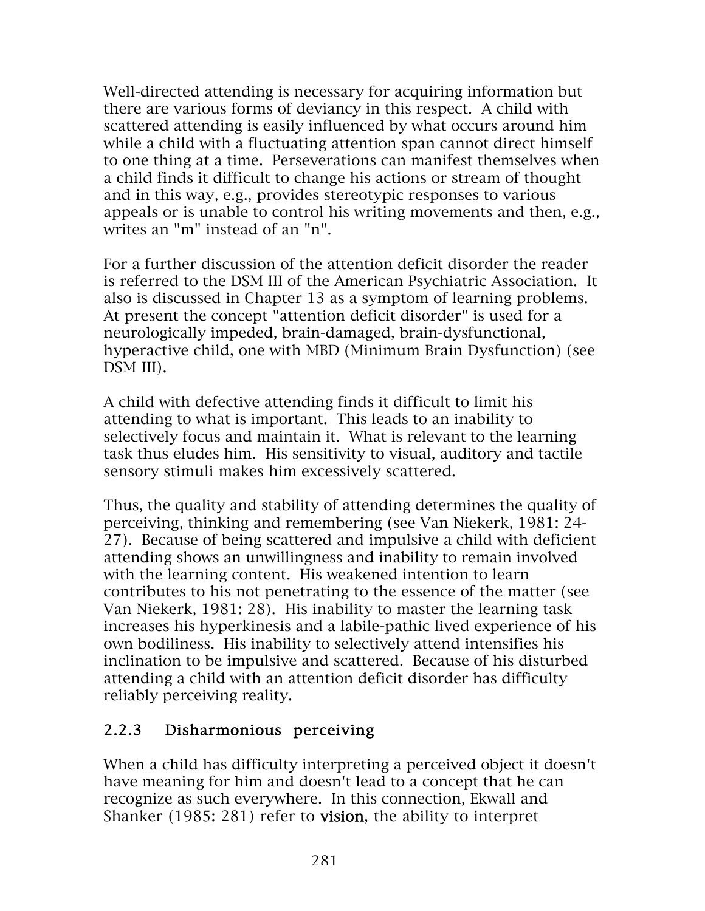Well-directed attending is necessary for acquiring information but there are various forms of deviancy in this respect. A child with scattered attending is easily influenced by what occurs around him while a child with a fluctuating attention span cannot direct himself to one thing at a time. Perseverations can manifest themselves when a child finds it difficult to change his actions or stream of thought and in this way, e.g., provides stereotypic responses to various appeals or is unable to control his writing movements and then, e.g., writes an "m" instead of an "n".

For a further discussion of the attention deficit disorder the reader is referred to the DSM III of the American Psychiatric Association. It also is discussed in Chapter 13 as a symptom of learning problems. At present the concept "attention deficit disorder" is used for a neurologically impeded, brain-damaged, brain-dysfunctional, hyperactive child, one with MBD (Minimum Brain Dysfunction) (see DSM III).

A child with defective attending finds it difficult to limit his attending to what is important. This leads to an inability to selectively focus and maintain it. What is relevant to the learning task thus eludes him. His sensitivity to visual, auditory and tactile sensory stimuli makes him excessively scattered.

Thus, the quality and stability of attending determines the quality of perceiving, thinking and remembering (see Van Niekerk, 1981: 24-27). Because of being scattered and impulsive a child with deficient attending shows an unwillingness and inability to remain involved with the learning content. His weakened intention to learn contributes to his not penetrating to the essence of the matter (see Van Niekerk, 1981: 28). His inability to master the learning task increases his hyperkinesis and a labile-pathic lived experience of his own bodiliness. His inability to selectively attend intensifies his inclination to be impulsive and scattered. Because of his disturbed attending a child with an attention deficit disorder has difficulty reliably perceiving reality.

### 2.2.3 Disharmonious perceiving

When a child has difficulty interpreting a perceived object it doesn't have meaning for him and doesn't lead to a concept that he can recognize as such everywhere. In this connection, Ekwall and Shanker (1985: 281) refer to **vision**, the ability to interpret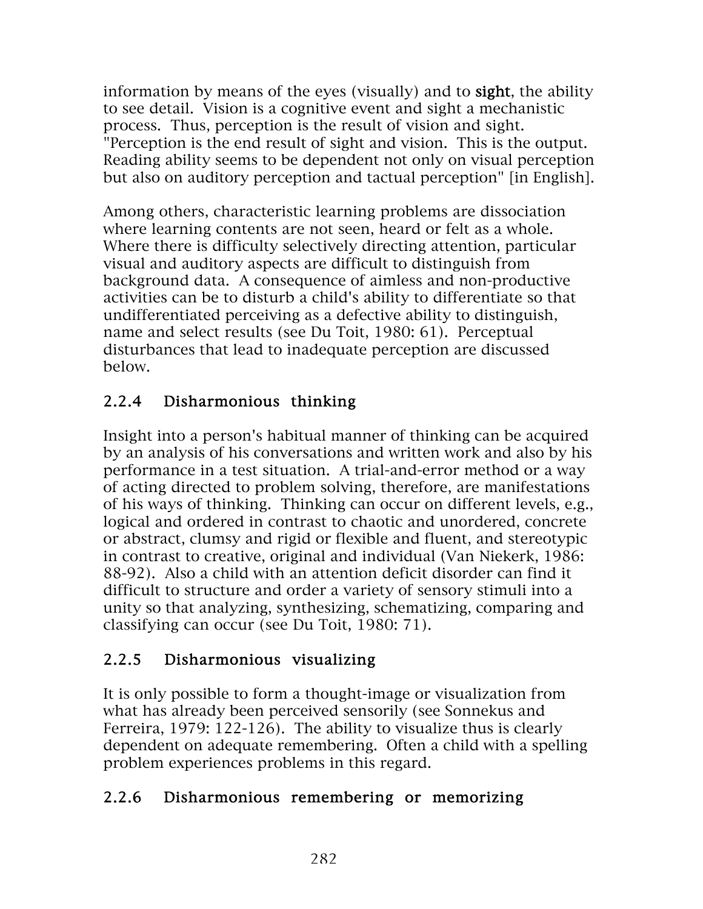information by means of the eyes (visually) and to **sight**, the ability to see detail. Vision is a cognitive event and sight a mechanistic process. Thus, perception is the result of vision and sight. "Perception is the end result of sight and vision. This is the output. Reading ability seems to be dependent not only on visual perception but also on auditory perception and tactual perception" [in English].

Among others, characteristic learning problems are dissociation where learning contents are not seen, heard or felt as a whole. Where there is difficulty selectively directing attention, particular visual and auditory aspects are difficult to distinguish from background data. A consequence of aimless and non-productive activities can be to disturb a child's ability to differentiate so that undifferentiated perceiving as a defective ability to distinguish, name and select results (see Du Toit, 1980: 61). Perceptual disturbances that lead to inadequate perception are discussed below.

### 2.2.4 Disharmonious thinking

Insight into a person's habitual manner of thinking can be acquired by an analysis of his conversations and written work and also by his performance in a test situation. A trial-and-error method or a way of acting directed to problem solving, therefore, are manifestations of his ways of thinking. Thinking can occur on different levels, e.g., logical and ordered in contrast to chaotic and unordered, concrete or abstract, clumsy and rigid or flexible and fluent, and stereotypic in contrast to creative, original and individual (Van Niekerk, 1986: 88-92). Also a child with an attention deficit disorder can find it difficult to structure and order a variety of sensory stimuli into a unity so that analyzing, synthesizing, schematizing, comparing and classifying can occur (see Du Toit, 1980: 71).

### 2.2.5 Disharmonious visualizing

It is only possible to form a thought-image or visualization from what has already been perceived sensorily (see Sonnekus and Ferreira, 1979: 122-126). The ability to visualize thus is clearly dependent on adequate remembering. Often a child with a spelling problem experiences problems in this regard.

### 2.2.6 Disharmonious remembering or memorizing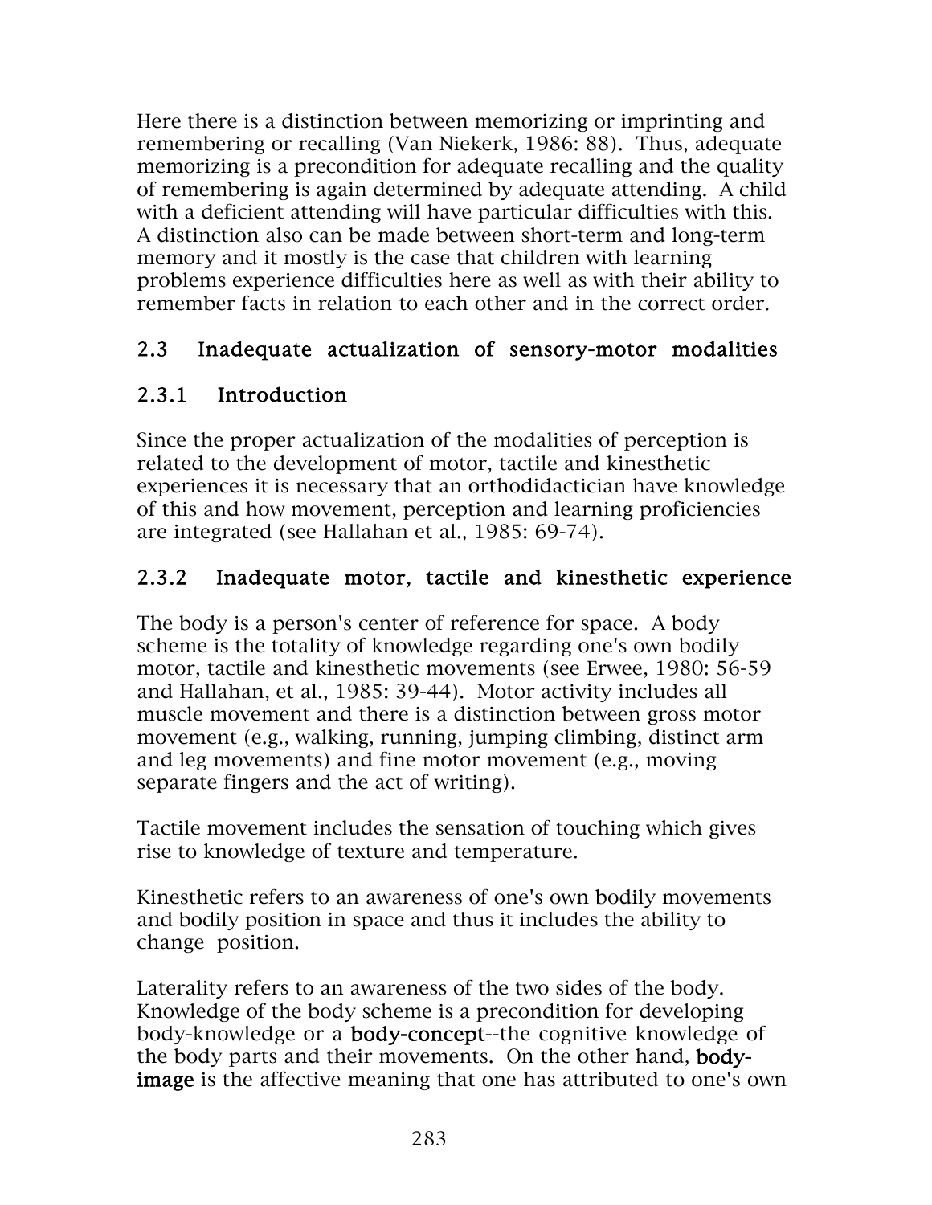Here there is a distinction between memorizing or imprinting and remembering or recalling (Van Niekerk, 1986: 88). Thus, adequate memorizing is a precondition for adequate recalling and the quality of remembering is again determined by adequate attending. A child with a deficient attending will have particular difficulties with this. A distinction also can be made between short-term and long-term memory and it mostly is the case that children with learning problems experience difficulties here as well as with their ability to remember facts in relation to each other and in the correct order.

## 2.3 Inadequate actualization of sensory-motor modalities

### 2.3.1 Introduction

Since the proper actualization of the modalities of perception is related to the development of motor, tactile and kinesthetic experiences it is necessary that an orthodidactician have knowledge of this and how movement, perception and learning proficiencies are integrated (see Hallahan et al., 1985: 69-74).

### 2.3.2 Inadequate motor, tactile and kinesthetic experience

The body is a person's center of reference for space. A body scheme is the totality of knowledge regarding one's own bodily motor, tactile and kinesthetic movements (see Erwee, 1980: 56-59 and Hallahan, et al., 1985: 39-44). Motor activity includes all muscle movement and there is a distinction between gross motor movement (e.g., walking, running, jumping climbing, distinct arm and leg movements) and fine motor movement (e.g., moving separate fingers and the act of writing).

Tactile movement includes the sensation of touching which gives rise to knowledge of texture and temperature.

Kinesthetic refers to an awareness of one's own bodily movements and bodily position in space and thus it includes the ability to change position.

Laterality refers to an awareness of the two sides of the body. Knowledge of the body scheme is a precondition for developing body-knowledge or a **body-concept**--the cognitive knowledge of the body parts and their movements. On the other hand, **body-image** is the affective meaning that one has attributed to one's own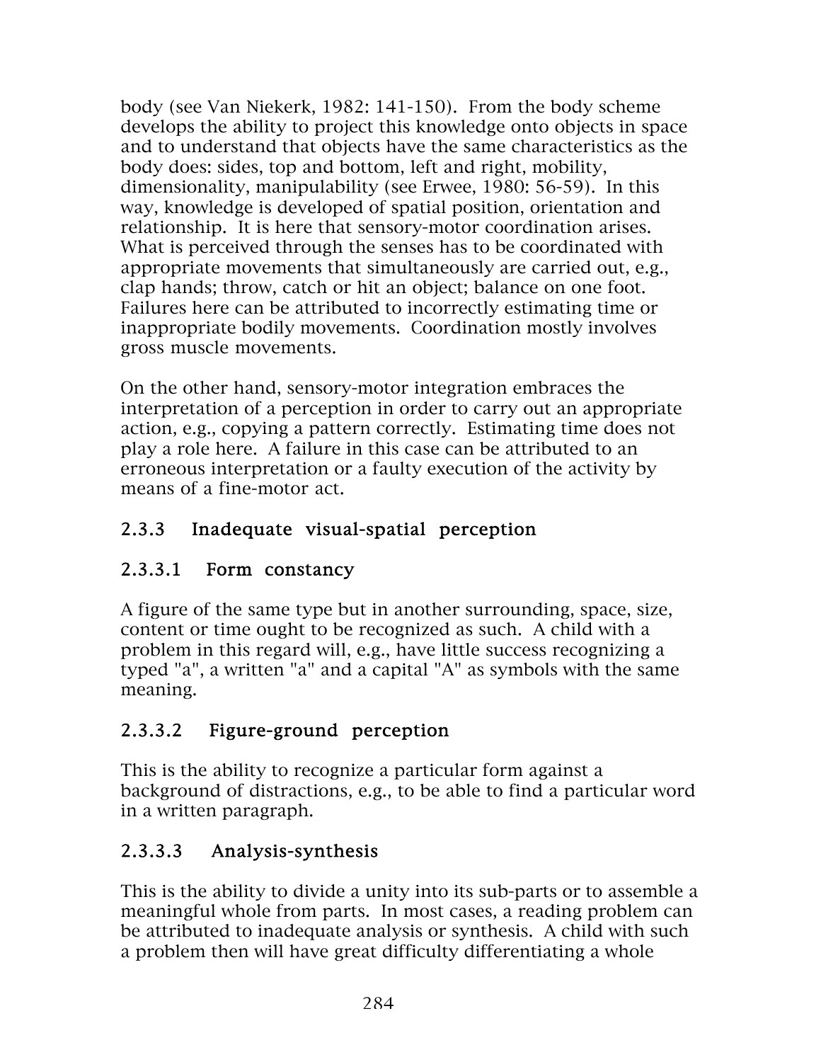body (see Van Niekerk, 1982: 141-150). From the body scheme develops the ability to project this knowledge onto objects in space and to understand that objects have the same characteristics as the body does: sides, top and bottom, left and right, mobility, dimensionality, manipulability (see Erwee, 1980: 56-59). In this way, knowledge is developed of spatial position, orientation and relationship. It is here that sensory-motor coordination arises. What is perceived through the senses has to be coordinated with appropriate movements that simultaneously are carried out, e.g., clap hands; throw, catch or hit an object; balance on one foot. Failures here can be attributed to incorrectly estimating time or inappropriate bodily movements. Coordination mostly involves gross muscle movements.

On the other hand, sensory-motor integration embraces the interpretation of a perception in order to carry out an appropriate action, e.g., copying a pattern correctly. Estimating time does not play a role here. A failure in this case can be attributed to an erroneous interpretation or a faulty execution of the activity by means of a fine-motor act.

### 2.3.3 Inadequate visual-spatial perception

#### 2.3.3.1 Form constancy

A figure of the same type but in another surrounding, space, size, content or time ought to be recognized as such. A child with a problem in this regard will, e.g., have little success recognizing a typed "a", a written "a" and a capital "A" as symbols with the same meaning.

#### 2.3.3.2 Figure-ground perception

This is the ability to recognize a particular form against a background of distractions, e.g., to be able to find a particular word in a written paragraph.

#### 2.3.3.3 Analysis-synthesis

This is the ability to divide a unity into its sub-parts or to assemble a meaningful whole from parts. In most cases, a reading problem can be attributed to inadequate analysis or synthesis. A child with such a problem then will have great difficulty differentiating a whole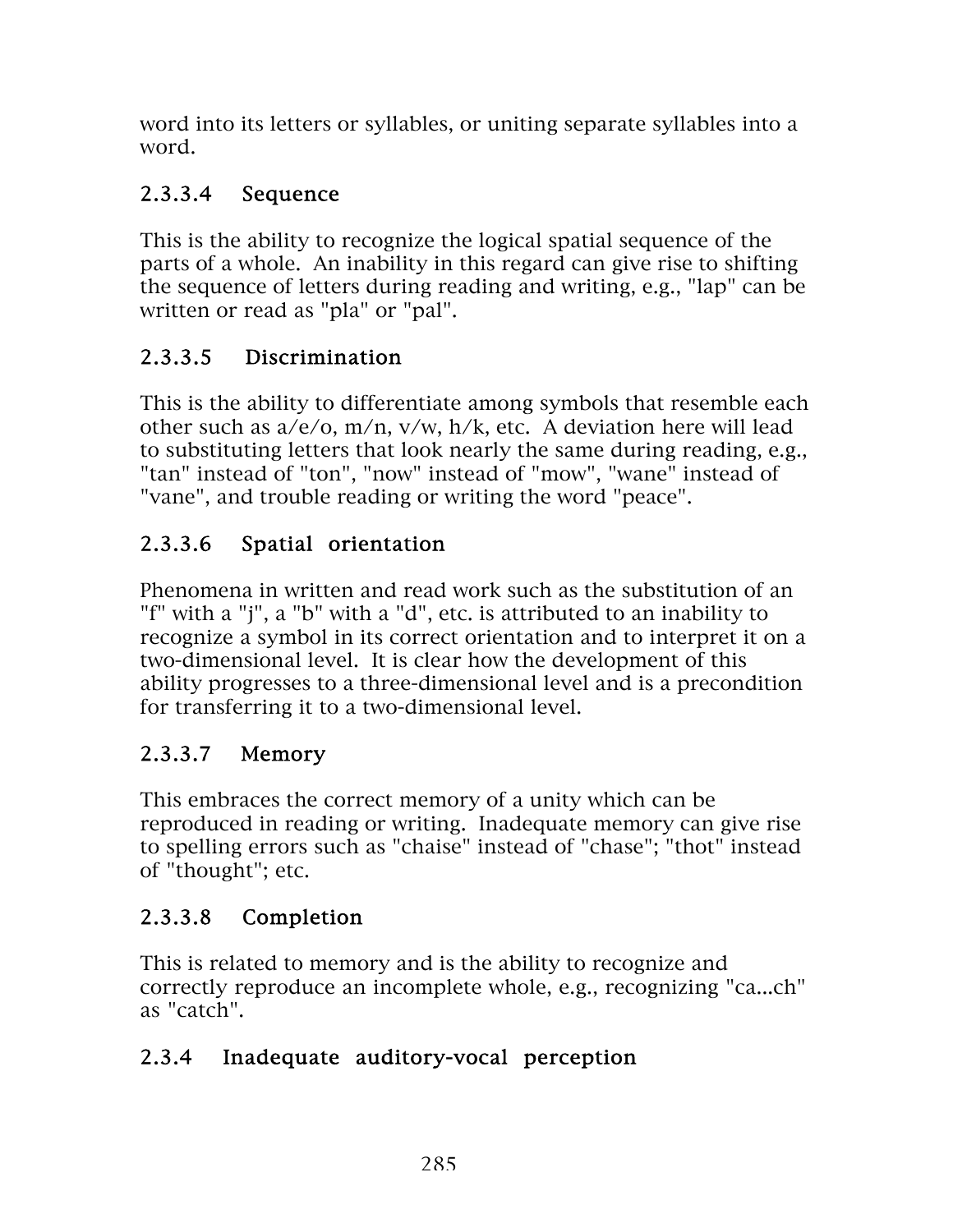word into its letters or syllables, or uniting separate syllables into a word.

#### 2.3.3.4 Sequence

This is the ability to recognize the logical spatial sequence of the parts of a whole. An inability in this regard can give rise to shifting the sequence of letters during reading and writing, e.g., "lap" can be written or read as "pla" or "pal".

#### 2.3.3.5 Discrimination

This is the ability to differentiate among symbols that resemble each other such as a/e/o, m/n, v/w, h/k, etc. A deviation here will lead to substituting letters that look nearly the same during reading, e.g., "tan" instead of "ton", "now" instead of "mow", "wane" instead of "vane", and trouble reading or writing the word "peace".

#### 2.3.3.6 Spatial orientation

Phenomena in written and read work such as the substitution of an "f" with a "j", a "b" with a "d", etc. is attributed to an inability to recognize a symbol in its correct orientation and to interpret it on a two-dimensional level. It is clear how the development of this ability progresses to a three-dimensional level and is a precondition for transferring it to a two-dimensional level.

#### 2.3.3.7 Memory

This embraces the correct memory of a unity which can be reproduced in reading or writing. Inadequate memory can give rise to spelling errors such as "chaise" instead of "chase"; "thot" instead of "thought"; etc.

#### 2.3.3.8 Completion

This is related to memory and is the ability to recognize and correctly reproduce an incomplete whole, e.g., recognizing "ca...ch" as "catch".

### 2.3.4 Inadequate auditory-vocal perception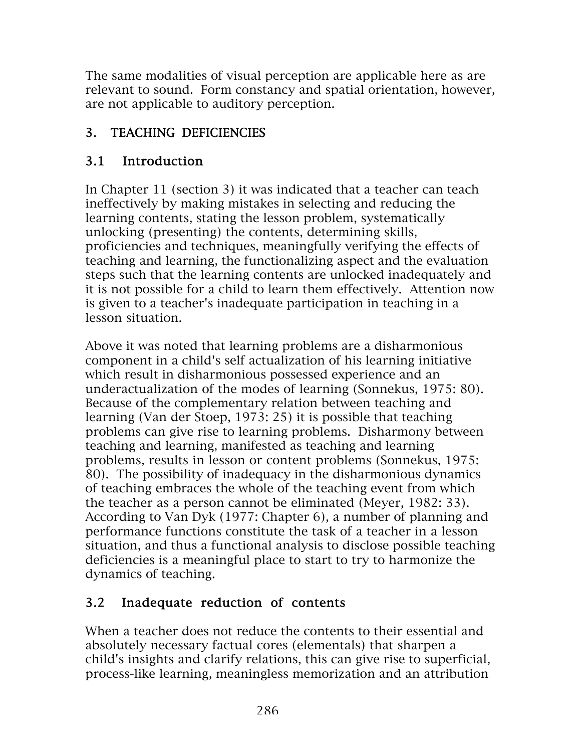The same modalities of visual perception are applicable here as are relevant to sound. Form constancy and spatial orientation, however, are not applicable to auditory perception.

## 3. TEACHING DEFICIENCIES

### 3.1 Introduction

In Chapter 11 (section 3) it was indicated that a teacher can teach ineffectively by making mistakes in selecting and reducing the learning contents, stating the lesson problem, systematically unlocking (presenting) the contents, determining skills, proficiencies and techniques, meaningfully verifying the effects of teaching and learning, the functionalizing aspect and the evaluation steps such that the learning contents are unlocked inadequately and it is not possible for a child to learn them effectively. Attention now is given to a teacher's inadequate participation in teaching in a lesson situation.

Above it was noted that learning problems are a disharmonious component in a child's self actualization of his learning initiative which result in disharmonious possessed experience and an underactualization of the modes of learning (Sonnekus, 1975: 80). Because of the complementary relation between teaching and learning (Van der Stoep, 1973: 25) it is possible that teaching problems can give rise to learning problems. Disharmony between teaching and learning, manifested as teaching and learning problems, results in lesson or content problems (Sonnekus, 1975: 80). The possibility of inadequacy in the disharmonious dynamics of teaching embraces the whole of the teaching event from which the teacher as a person cannot be eliminated (Meyer, 1982: 33). According to Van Dyk (1977: Chapter 6), a number of planning and performance functions constitute the task of a teacher in a lesson situation, and thus a functional analysis to disclose possible teaching deficiencies is a meaningful place to start to try to harmonize the dynamics of teaching.

### 3.2 Inadequate reduction of contents

When a teacher does not reduce the contents to their essential and absolutely necessary factual cores (elementals) that sharpen a child's insights and clarify relations, this can give rise to superficial, process-like learning, meaningless memorization and an attribution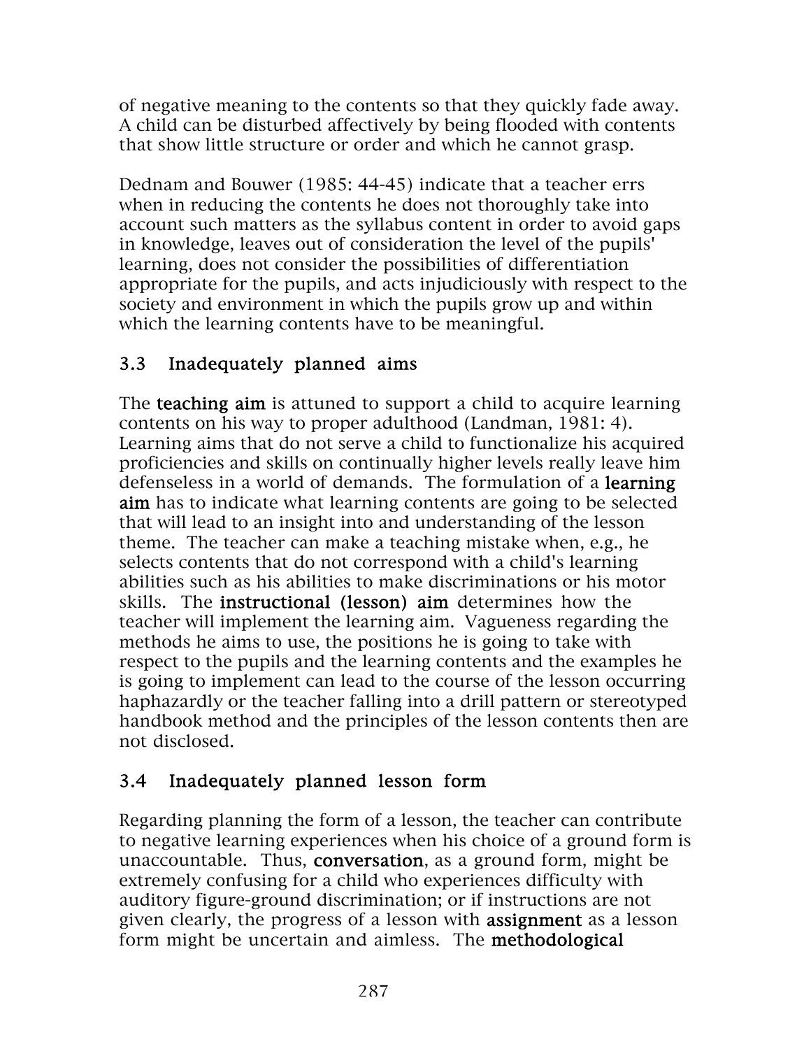of negative meaning to the contents so that they quickly fade away. A child can be disturbed affectively by being flooded with contents that show little structure or order and which he cannot grasp.

Dednam and Bouwer (1985: 44-45) indicate that a teacher errs when in reducing the contents he does not thoroughly take into account such matters as the syllabus content in order to avoid gaps in knowledge, leaves out of consideration the level of the pupils' learning, does not consider the possibilities of differentiation appropriate for the pupils, and acts injudiciously with respect to the society and environment in which the pupils grow up and within which the learning contents have to be meaningful.

### 3.3 Inadequately planned aims

The **teaching aim** is attuned to support a child to acquire learning contents on his way to proper adulthood (Landman, 1981: 4). Learning aims that do not serve a child to functionalize his acquired proficiencies and skills on continually higher levels really leave him defenseless in a world of demands. The formulation of a **learning aim** has to indicate what learning contents are going to be selected that will lead to an insight into and understanding of the lesson theme. The teacher can make a teaching mistake when, e.g., he selects contents that do not correspond with a child's learning abilities such as his abilities to make discriminations or his motor skills. The **instructional (lesson) aim** determines how the teacher will implement the learning aim. Vagueness regarding the methods he aims to use, the positions he is going to take with respect to the pupils and the learning contents and the examples he is going to implement can lead to the course of the lesson occurring haphazardly or the teacher falling into a drill pattern or stereotyped handbook method and the principles of the lesson contents then are not disclosed.

### 3.4 Inadequately planned lesson form

Regarding planning the form of a lesson, the teacher can contribute to negative learning experiences when his choice of a ground form is unaccountable. Thus, **conversation**, as a ground form, might be extremely confusing for a child who experiences difficulty with auditory figure-ground discrimination; or if instructions are not given clearly, the progress of a lesson with **assignment** as a lesson form might be uncertain and aimless. The **methodological**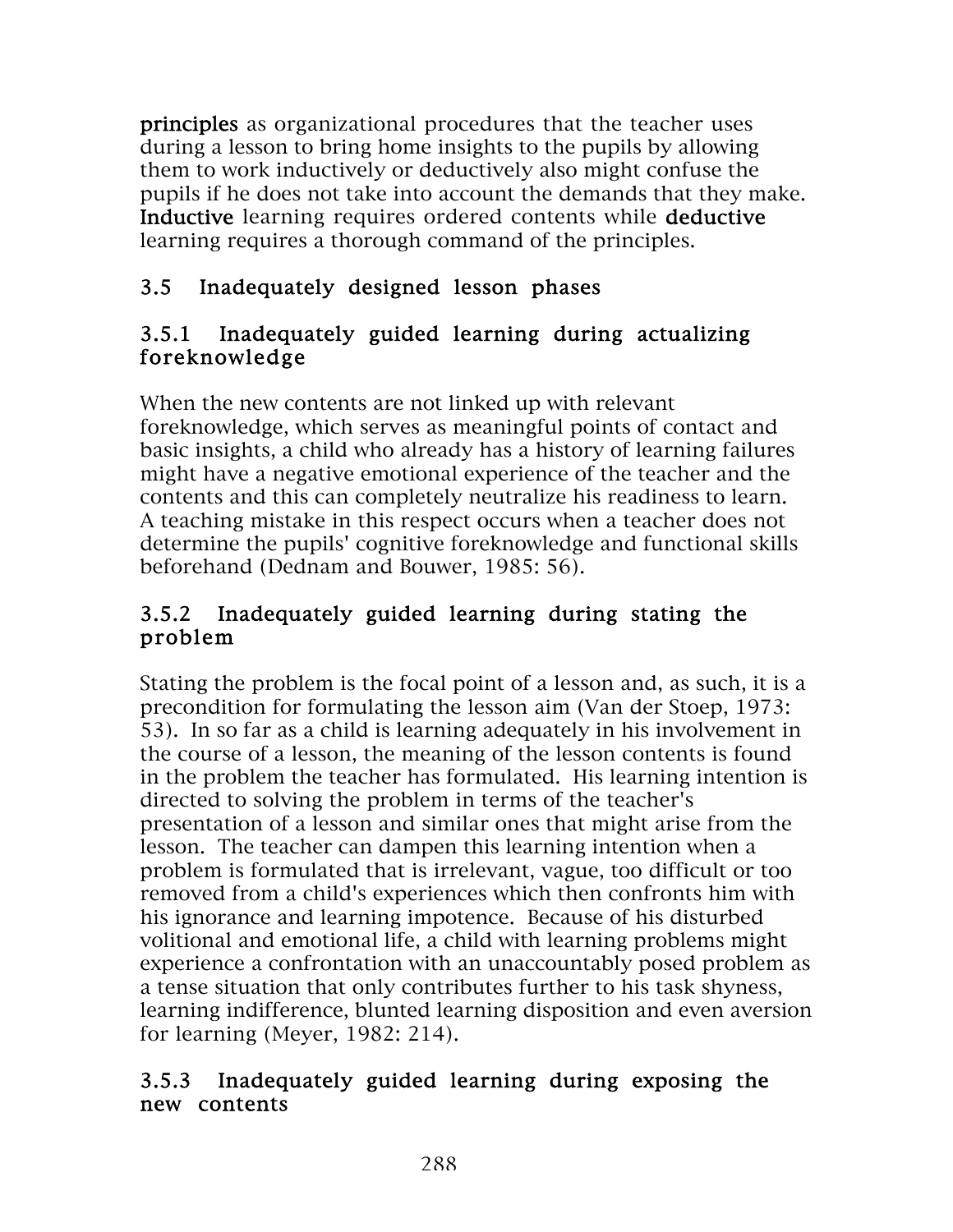**principles** as organizational procedures that the teacher uses during a lesson to bring home insights to the pupils by allowing them to work inductively or deductively also might confuse the pupils if he does not take into account the demands that they make. **Inductive** learning requires ordered contents while **deductive** learning requires a thorough command of the principles.

## 3.5 Inadequately designed lesson phases

### 3.5.1 Inadequately guided learning during actualizing foreknowledge

When the new contents are not linked up with relevant foreknowledge, which serves as meaningful points of contact and basic insights, a child who already has a history of learning failures might have a negative emotional experience of the teacher and the contents and this can completely neutralize his readiness to learn. A teaching mistake in this respect occurs when a teacher does not determine the pupils' cognitive foreknowledge and functional skills beforehand (Dednam and Bouwer, 1985: 56).

### 3.5.2 Inadequately guided learning during stating the problem

Stating the problem is the focal point of a lesson and, as such, it is a precondition for formulating the lesson aim (Van der Stoep, 1973: 53). In so far as a child is learning adequately in his involvement in the course of a lesson, the meaning of the lesson contents is found in the problem the teacher has formulated. His learning intention is directed to solving the problem in terms of the teacher's presentation of a lesson and similar ones that might arise from the lesson. The teacher can dampen this learning intention when a problem is formulated that is irrelevant, vague, too difficult or too removed from a child's experiences which then confronts him with his ignorance and learning impotence. Because of his disturbed volitional and emotional life, a child with learning problems might experience a confrontation with an unaccountably posed problem as a tense situation that only contributes further to his task shyness, learning indifference, blunted learning disposition and even aversion for learning (Meyer, 1982: 214).

### 3.5.3 Inadequately guided learning during exposing the new contents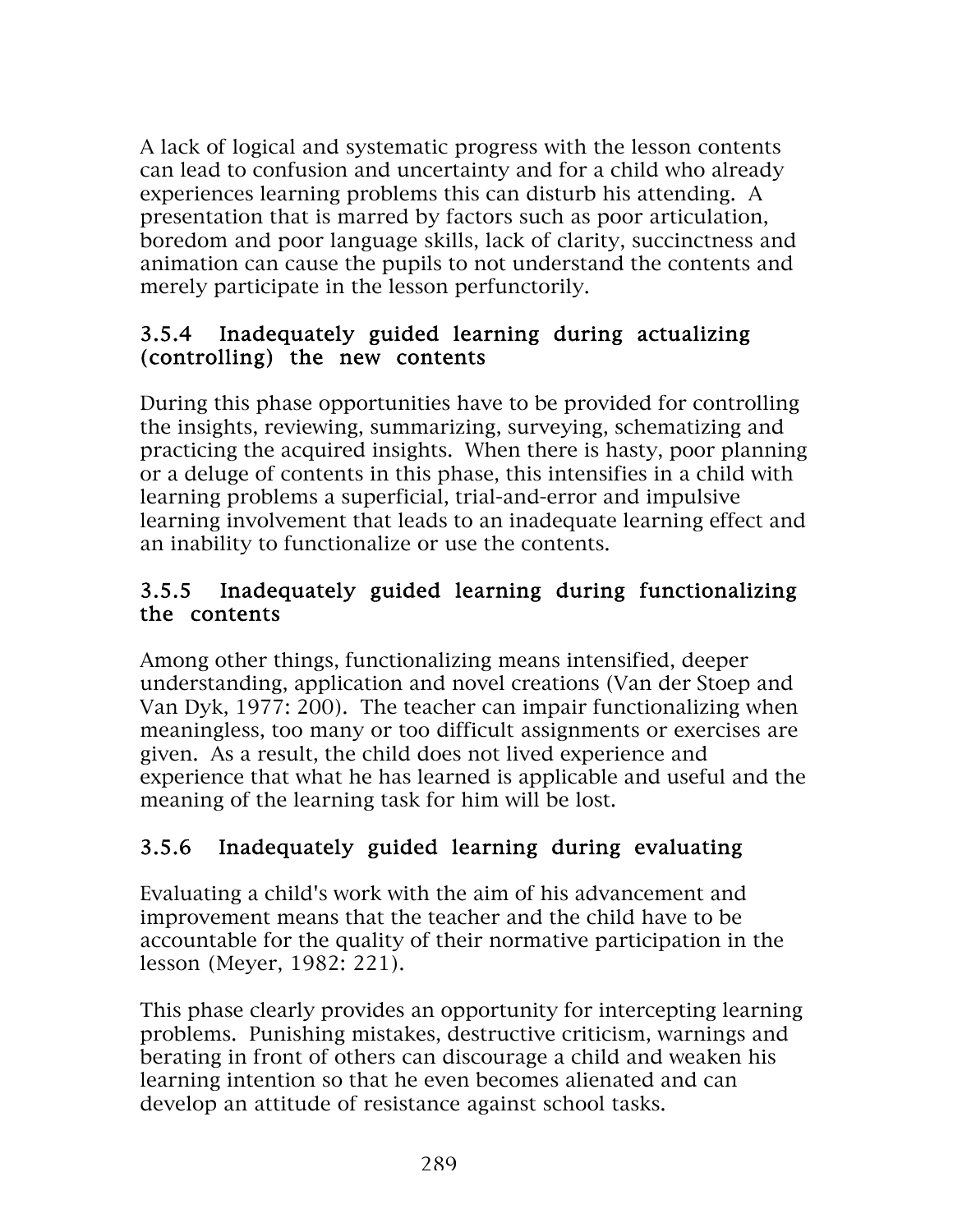A lack of logical and systematic progress with the lesson contents can lead to confusion and uncertainty and for a child who already experiences learning problems this can disturb his attending. A presentation that is marred by factors such as poor articulation, boredom and poor language skills, lack of clarity, succinctness and animation can cause the pupils to not understand the contents and merely participate in the lesson perfunctorily.

### 3.5.4 Inadequately guided learning during actualizing (controlling) the new contents

During this phase opportunities have to be provided for controlling the insights, reviewing, summarizing, surveying, schematizing and practicing the acquired insights. When there is hasty, poor planning or a deluge of contents in this phase, this intensifies in a child with learning problems a superficial, trial-and-error and impulsive learning involvement that leads to an inadequate learning effect and an inability to functionalize or use the contents.

### 3.5.5 Inadequately guided learning during functionalizing the contents

Among other things, functionalizing means intensified, deeper understanding, application and novel creations (Van der Stoep and Van Dyk, 1977: 200). The teacher can impair functionalizing when meaningless, too many or too difficult assignments or exercises are given. As a result, the child does not lived experience and experience that what he has learned is applicable and useful and the meaning of the learning task for him will be lost.

### 3.5.6 Inadequately guided learning during evaluating

Evaluating a child's work with the aim of his advancement and improvement means that the teacher and the child have to be accountable for the quality of their normative participation in the lesson (Meyer, 1982: 221).

This phase clearly provides an opportunity for intercepting learning problems. Punishing mistakes, destructive criticism, warnings and berating in front of others can discourage a child and weaken his learning intention so that he even becomes alienated and can develop an attitude of resistance against school tasks.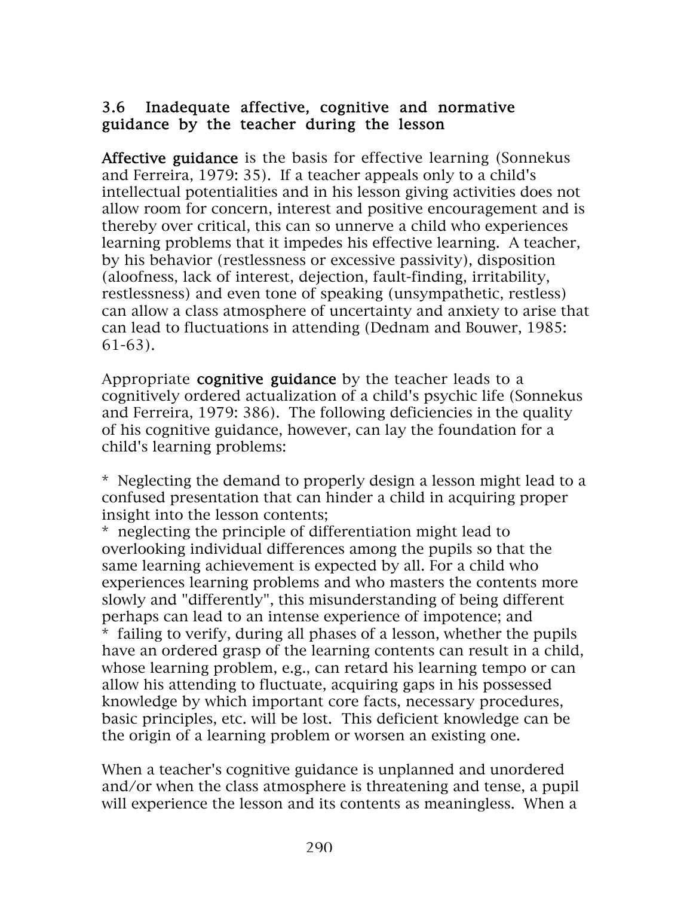### 3.6 Inadequate affective, cognitive and normative guidance by the teacher during the lesson

**Affective guidance** is the basis for effective learning (Sonnekus and Ferreira, 1979: 35). If a teacher appeals only to a child's intellectual potentialities and in his lesson giving activities does not allow room for concern, interest and positive encouragement and is thereby over critical, this can so unnerve a child who experiences learning problems that it impedes his effective learning. A teacher, by his behavior (restlessness or excessive passivity), disposition (aloofness, lack of interest, dejection, fault-finding, irritability, restlessness) and even tone of speaking (unsympathetic, restless) can allow a class atmosphere of uncertainty and anxiety to arise that can lead to fluctuations in attending (Dednam and Bouwer, 1985: 61-63).

Appropriate **cognitive guidance** by the teacher leads to a cognitively ordered actualization of a child's psychic life (Sonnekus and Ferreira, 1979: 386). The following deficiencies in the quality of his cognitive guidance, however, can lay the foundation for a child's learning problems:

* Neglecting the demand to properly design a lesson might lead to a confused presentation that can hinder a child in acquiring proper insight into the lesson contents;
* neglecting the principle of differentiation might lead to overlooking individual differences among the pupils so that the same learning achievement is expected by all. For a child who experiences learning problems and who masters the contents more slowly and "differently", this misunderstanding of being different perhaps can lead to an intense experience of impotence; and
* failing to verify, during all phases of a lesson, whether the pupils have an ordered grasp of the learning contents can result in a child, whose learning problem, e.g., can retard his learning tempo or can allow his attending to fluctuate, acquiring gaps in his possessed knowledge by which important core facts, necessary procedures, basic principles, etc. will be lost. This deficient knowledge can be the origin of a learning problem or worsen an existing one.

When a teacher's cognitive guidance is unplanned and unordered and/or when the class atmosphere is threatening and tense, a pupil will experience the lesson and its contents as meaningless. When a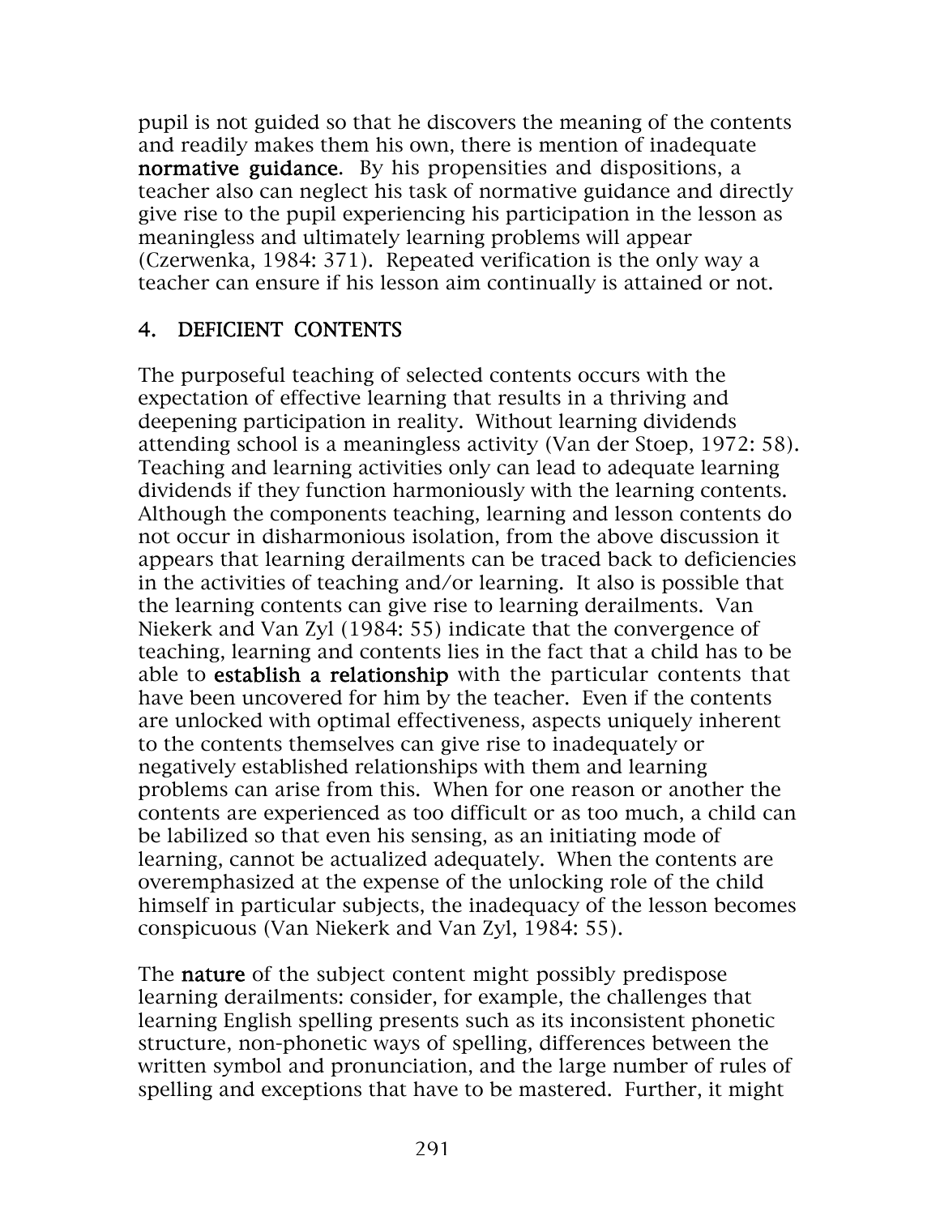pupil is not guided so that he discovers the meaning of the contents and readily makes them his own, there is mention of inadequate **normative guidance**. By his propensities and dispositions, a teacher also can neglect his task of normative guidance and directly give rise to the pupil experiencing his participation in the lesson as meaningless and ultimately learning problems will appear (Czerwenka, 1984: 371). Repeated verification is the only way a teacher can ensure if his lesson aim continually is attained or not.

## 4. DEFICIENT CONTENTS

The purposeful teaching of selected contents occurs with the expectation of effective learning that results in a thriving and deepening participation in reality. Without learning dividends attending school is a meaningless activity (Van der Stoep, 1972: 58). Teaching and learning activities only can lead to adequate learning dividends if they function harmoniously with the learning contents. Although the components teaching, learning and lesson contents do not occur in disharmonious isolation, from the above discussion it appears that learning derailments can be traced back to deficiencies in the activities of teaching and/or learning. It also is possible that the learning contents can give rise to learning derailments. Van Niekerk and Van Zyl (1984: 55) indicate that the convergence of teaching, learning and contents lies in the fact that a child has to be able to **establish a relationship** with the particular contents that have been uncovered for him by the teacher. Even if the contents are unlocked with optimal effectiveness, aspects uniquely inherent to the contents themselves can give rise to inadequately or negatively established relationships with them and learning problems can arise from this. When for one reason or another the contents are experienced as too difficult or as too much, a child can be labilized so that even his sensing, as an initiating mode of learning, cannot be actualized adequately. When the contents are overemphasized at the expense of the unlocking role of the child himself in particular subjects, the inadequacy of the lesson becomes conspicuous (Van Niekerk and Van Zyl, 1984: 55).

The **nature** of the subject content might possibly predispose learning derailments: consider, for example, the challenges that learning English spelling presents such as its inconsistent phonetic structure, non-phonetic ways of spelling, differences between the written symbol and pronunciation, and the large number of rules of spelling and exceptions that have to be mastered. Further, it might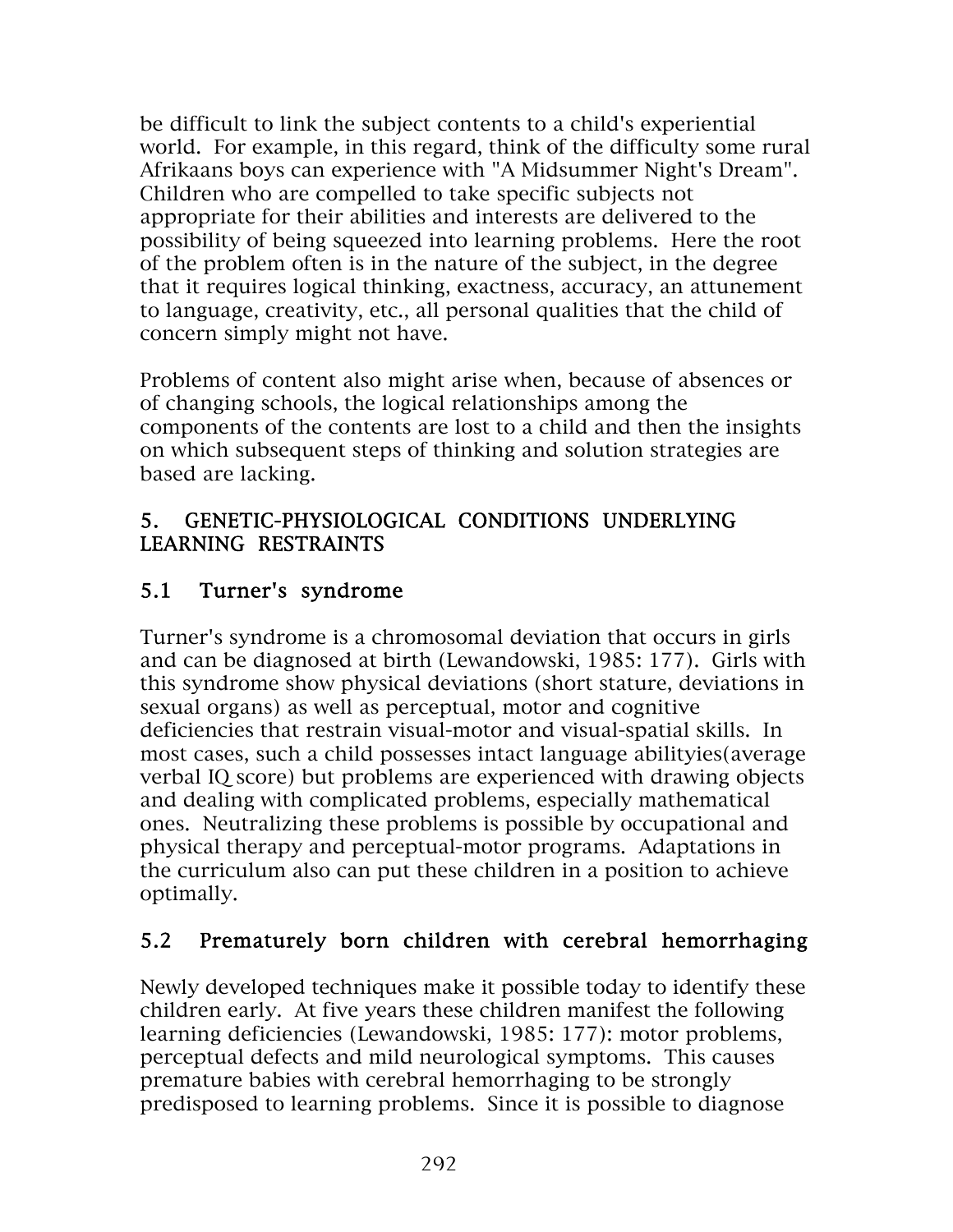be difficult to link the subject contents to a child's experiential world. For example, in this regard, think of the difficulty some rural Afrikaans boys can experience with "A Midsummer Night's Dream". Children who are compelled to take specific subjects not appropriate for their abilities and interests are delivered to the possibility of being squeezed into learning problems. Here the root of the problem often is in the nature of the subject, in the degree that it requires logical thinking, exactness, accuracy, an attunement to language, creativity, etc., all personal qualities that the child of concern simply might not have.

Problems of content also might arise when, because of absences or of changing schools, the logical relationships among the components of the contents are lost to a child and then the insights on which subsequent steps of thinking and solution strategies are based are lacking.

## 5. GENETIC-PHYSIOLOGICAL CONDITIONS UNDERLYING LEARNING RESTRAINTS

### 5.1 Turner's syndrome

Turner's syndrome is a chromosomal deviation that occurs in girls and can be diagnosed at birth (Lewandowski, 1985: 177). Girls with this syndrome show physical deviations (short stature, deviations in sexual organs) as well as perceptual, motor and cognitive deficiencies that restrain visual-motor and visual-spatial skills. In most cases, such a child possesses intact language abilityies(average verbal IQ score) but problems are experienced with drawing objects and dealing with complicated problems, especially mathematical ones. Neutralizing these problems is possible by occupational and physical therapy and perceptual-motor programs. Adaptations in the curriculum also can put these children in a position to achieve optimally.

### 5.2 Prematurely born children with cerebral hemorrhaging

Newly developed techniques make it possible today to identify these children early. At five years these children manifest the following learning deficiencies (Lewandowski, 1985: 177): motor problems, perceptual defects and mild neurological symptoms. This causes premature babies with cerebral hemorrhaging to be strongly predisposed to learning problems. Since it is possible to diagnose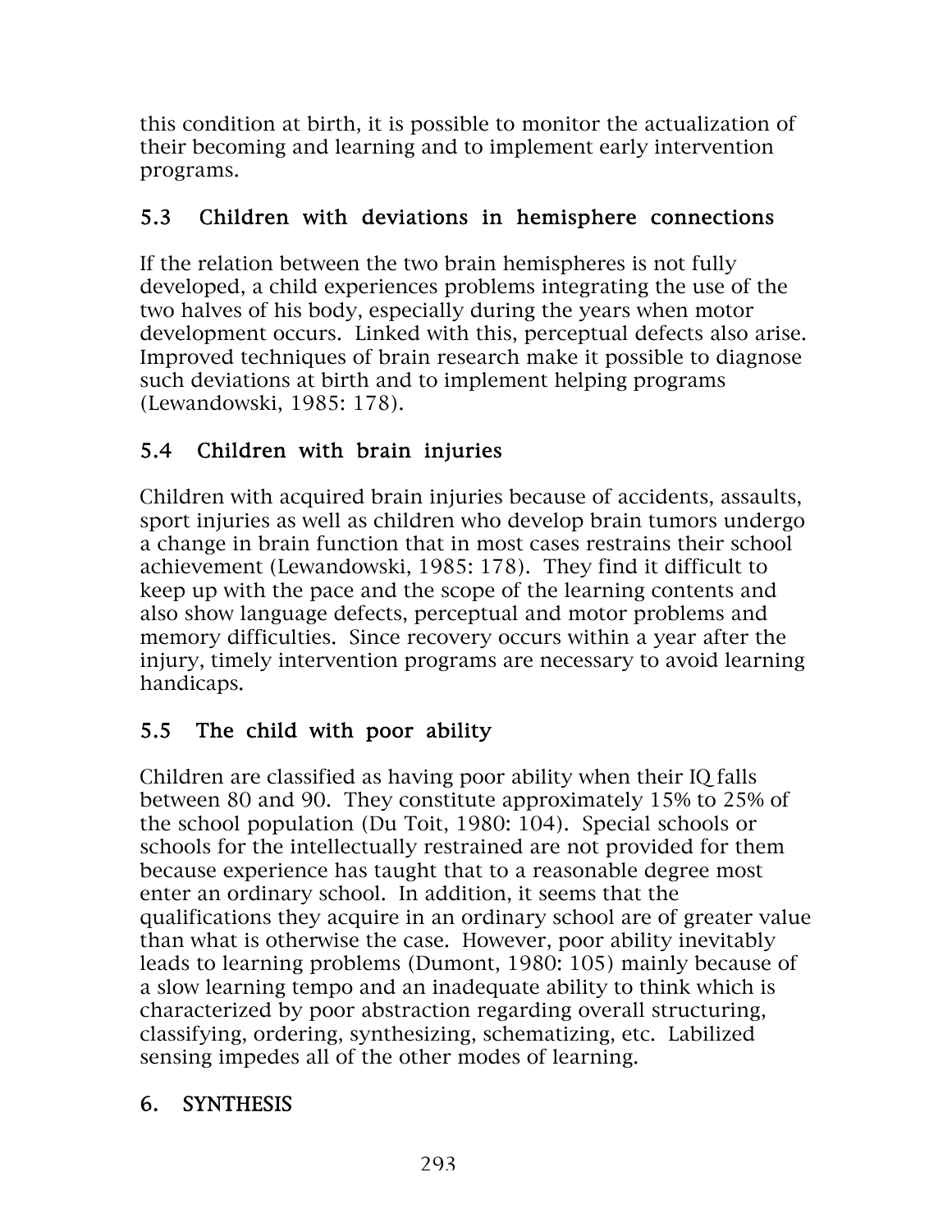this condition at birth, it is possible to monitor the actualization of their becoming and learning and to implement early intervention programs.

## 5.3 Children with deviations in hemisphere connections

If the relation between the two brain hemispheres is not fully developed, a child experiences problems integrating the use of the two halves of his body, especially during the years when motor development occurs. Linked with this, perceptual defects also arise. Improved techniques of brain research make it possible to diagnose such deviations at birth and to implement helping programs (Lewandowski, 1985: 178).

## 5.4 Children with brain injuries

Children with acquired brain injuries because of accidents, assaults, sport injuries as well as children who develop brain tumors undergo a change in brain function that in most cases restrains their school achievement (Lewandowski, 1985: 178). They find it difficult to keep up with the pace and the scope of the learning contents and also show language defects, perceptual and motor problems and memory difficulties. Since recovery occurs within a year after the injury, timely intervention programs are necessary to avoid learning handicaps.

## 5.5 The child with poor ability

Children are classified as having poor ability when their IQ falls between 80 and 90. They constitute approximately 15% to 25% of the school population (Du Toit, 1980: 104). Special schools or schools for the intellectually restrained are not provided for them because experience has taught that to a reasonable degree most enter an ordinary school. In addition, it seems that the qualifications they acquire in an ordinary school are of greater value than what is otherwise the case. However, poor ability inevitably leads to learning problems (Dumont, 1980: 105) mainly because of a slow learning tempo and an inadequate ability to think which is characterized by poor abstraction regarding overall structuring, classifying, ordering, synthesizing, schematizing, etc. Labilized sensing impedes all of the other modes of learning.

# 6. SYNTHESIS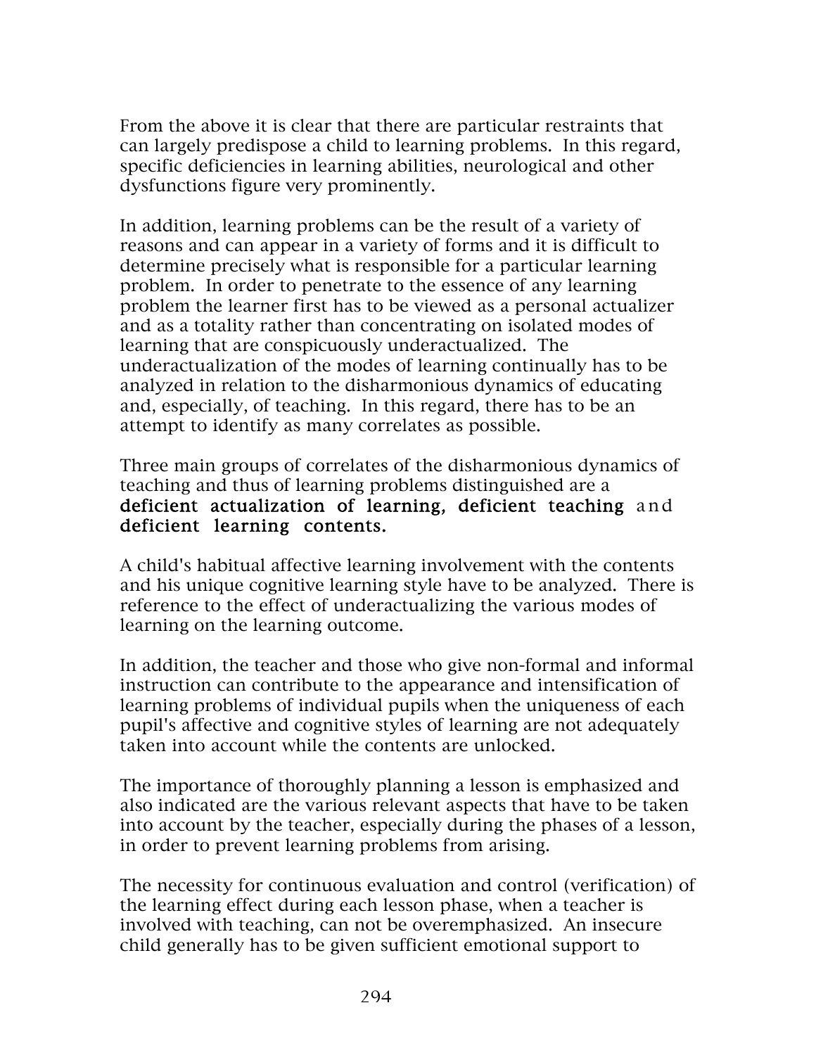From the above it is clear that there are particular restraints that can largely predispose a child to learning problems. In this regard, specific deficiencies in learning abilities, neurological and other dysfunctions figure very prominently.

In addition, learning problems can be the result of a variety of reasons and can appear in a variety of forms and it is difficult to determine precisely what is responsible for a particular learning problem. In order to penetrate to the essence of any learning problem the learner first has to be viewed as a personal actualizer and as a totality rather than concentrating on isolated modes of learning that are conspicuously underactualized. The underactualization of the modes of learning continually has to be analyzed in relation to the disharmonious dynamics of educating and, especially, of teaching. In this regard, there has to be an attempt to identify as many correlates as possible.

Three main groups of correlates of the disharmonious dynamics of teaching and thus of learning problems distinguished are a **deficient actualization of learning, deficient teaching** and **deficient learning contents.**

A child's habitual affective learning involvement with the contents and his unique cognitive learning style have to be analyzed. There is reference to the effect of underactualizing the various modes of learning on the learning outcome.

In addition, the teacher and those who give non-formal and informal instruction can contribute to the appearance and intensification of learning problems of individual pupils when the uniqueness of each pupil's affective and cognitive styles of learning are not adequately taken into account while the contents are unlocked.

The importance of thoroughly planning a lesson is emphasized and also indicated are the various relevant aspects that have to be taken into account by the teacher, especially during the phases of a lesson, in order to prevent learning problems from arising.

The necessity for continuous evaluation and control (verification) of the learning effect during each lesson phase, when a teacher is involved with teaching, can not be overemphasized. An insecure child generally has to be given sufficient emotional support to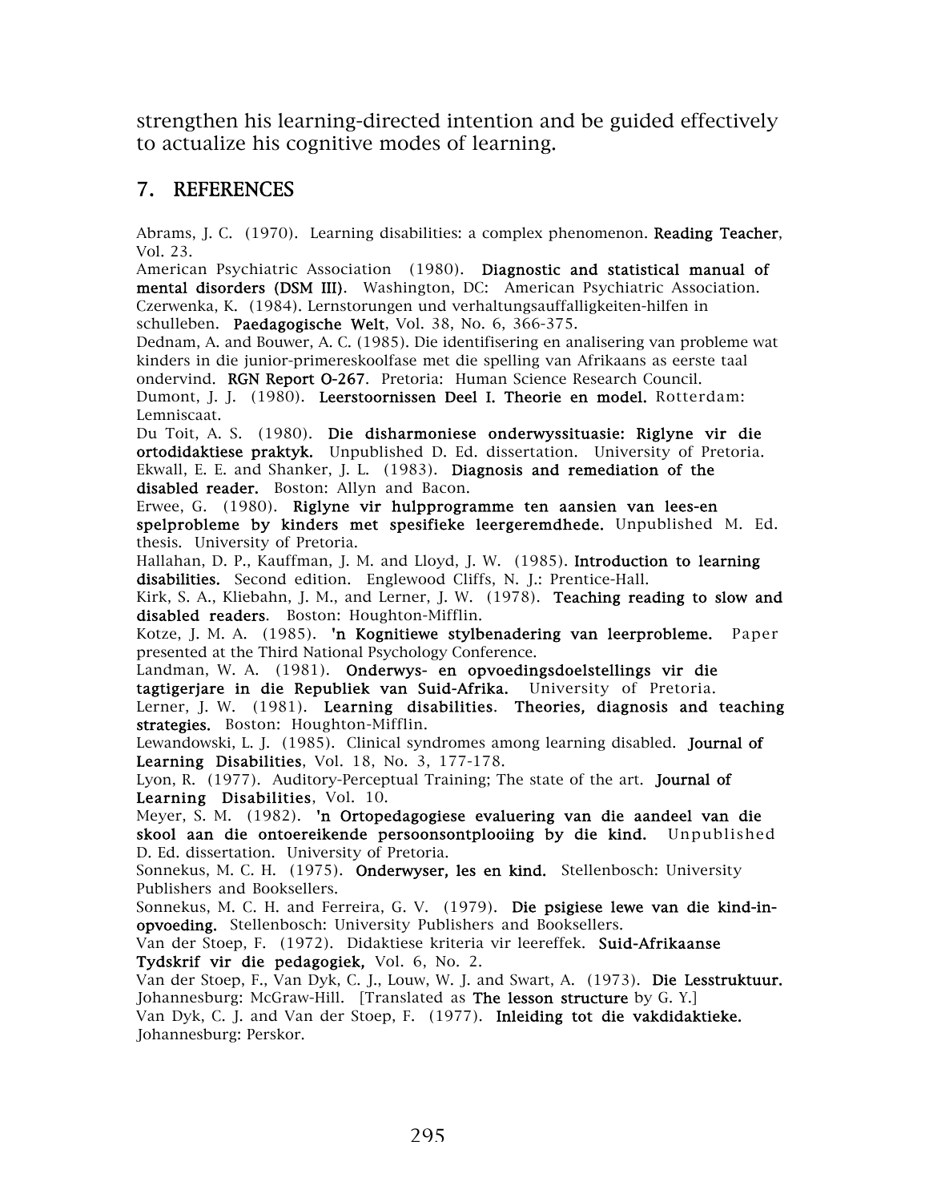strengthen his learning-directed intention and be guided effectively to actualize his cognitive modes of learning.

## 7. REFERENCES

Abrams, J. C. (1970). Learning disabilities: a complex phenomenon. **Reading Teacher**, Vol. 23.

American Psychiatric Association (1980). **Diagnostic and statistical manual of mental disorders (DSM III)**. Washington, DC: American Psychiatric Association.

Czerwenka, K. (1984). Lernstorungen und verhaltungsauffalligkeiten-hilfen in schulleben. **Paedagogische Welt**, Vol. 38, No. 6, 366-375.

Dednam, A. and Bouwer, A. C. (1985). Die identifisering en analisering van probleme wat kinders in die junior-primereskoolfase met die spelling van Afrikaans as eerste taal ondervind. **RGN Report O-267**. Pretoria: Human Science Research Council.

Dumont, J. J. (1980). **Leerstoornissen Deel I. Theorie en model.** Rotterdam: Lemniscaat.

Du Toit, A. S. (1980). **Die disharmoniese onderwyssituasie: Riglyne vir die ortodidaktiese praktyk.** Unpublished D. Ed. dissertation. University of Pretoria.

Ekwall, E. E. and Shanker, J. L. (1983). **Diagnosis and remediation of the disabled reader.** Boston: Allyn and Bacon.

Erwee, G. (1980). **Riglyne vir hulpprogramme ten aansien van lees-en spelprobleme by kinders met spesifieke leergeremdhede.** Unpublished M. Ed. thesis. University of Pretoria.

Hallahan, D. P., Kauffman, J. M. and Lloyd, J. W. (1985). **Introduction to learning disabilities.** Second edition. Englewood Cliffs, N. J.: Prentice-Hall.

Kirk, S. A., Kliebahn, J. M., and Lerner, J. W. (1978). **Teaching reading to slow and disabled readers**. Boston: Houghton-Mifflin.

Kotze, J. M. A. (1985). **'n Kognitiewe stylbenadering van leerprobleme.** Paper presented at the Third National Psychology Conference.

Landman, W. A. (1981). **Onderwys- en opvoedingsdoelstellings vir die tagtigerjare in die Republiek van Suid-Afrika.** University of Pretoria.

Lerner, J. W. (1981). **Learning disabilities. Theories, diagnosis and teaching strategies.** Boston: Houghton-Mifflin.

Lewandowski, L. J. (1985). Clinical syndromes among learning disabled. **Journal of Learning Disabilities**, Vol. 18, No. 3, 177-178.

Lyon, R. (1977). Auditory-Perceptual Training; The state of the art. **Journal of Learning Disabilities**, Vol. 10.

Meyer, S. M. (1982). **'n Ortopedagogiese evaluering van die aandeel van die skool aan die ontoereikende persoonsontplooiing by die kind.** Unpublished D. Ed. dissertation. University of Pretoria.

Sonnekus, M. C. H. (1975). **Onderwyser, les en kind.** Stellenbosch: University Publishers and Booksellers.

Sonnekus, M. C. H. and Ferreira, G. V. (1979). **Die psigiese lewe van die kind-in-opvoeding.** Stellenbosch: University Publishers and Booksellers.

Van der Stoep, F. (1972). Didaktiese kriteria vir leereffek. **Suid-Afrikaanse Tydskrif vir die pedagogiek,** Vol. 6, No. 2.

Van der Stoep, F., Van Dyk, C. J., Louw, W. J. and Swart, A. (1973). **Die Lesstruktuur.** Johannesburg: McGraw-Hill. [Translated as **The lesson structure** by G. Y.]

Van Dyk, C. J. and Van der Stoep, F. (1977). **Inleiding tot die vakdidaktieke.** Johannesburg: Perskor.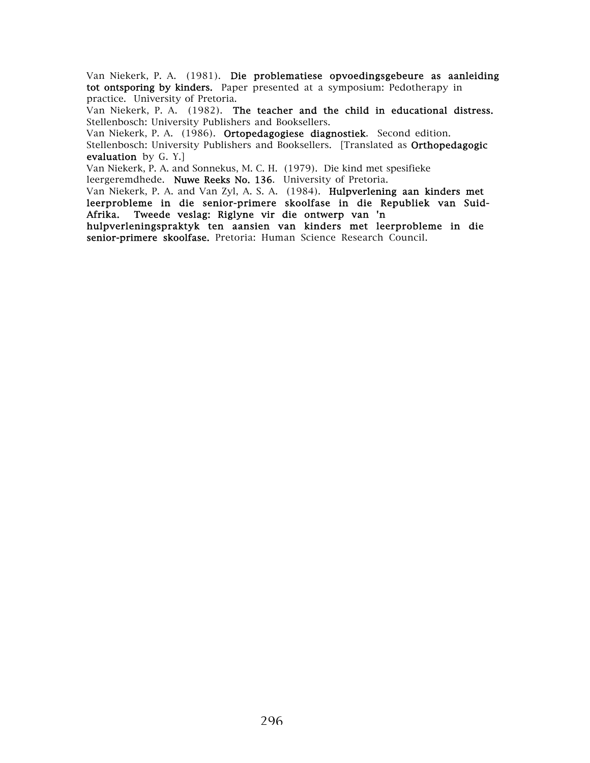Van Niekerk, P. A. (1981). **Die problematiese opvoedingsgebeure as aanleiding tot ontsporing by kinders.** Paper presented at a symposium: Pedotherapy in practice. University of Pretoria.

Van Niekerk, P. A. (1982). **The teacher and the child in educational distress.** Stellenbosch: University Publishers and Booksellers.

Van Niekerk, P. A. (1986). **Ortopedagogiese diagnostiek**. Second edition. Stellenbosch: University Publishers and Booksellers. [Translated as **Orthopedagogic evaluation** by G. Y.]

Van Niekerk, P. A. and Sonnekus, M. C. H. (1979). Die kind met spesifieke leergeremdhede. **Nuwe Reeks No. 136**. University of Pretoria.

Van Niekerk, P. A. and Van Zyl, A. S. A. (1984). **Hulpverlening aan kinders met leerprobleme in die senior-primere skoolfase in die Republiek van Suid-Afrika. Tweede veslag: Riglyne vir die ontwerp van 'n hulpverleningspraktyk ten aansien van kinders met leerprobleme in die senior-primere skoolfase.** Pretoria: Human Science Research Council.